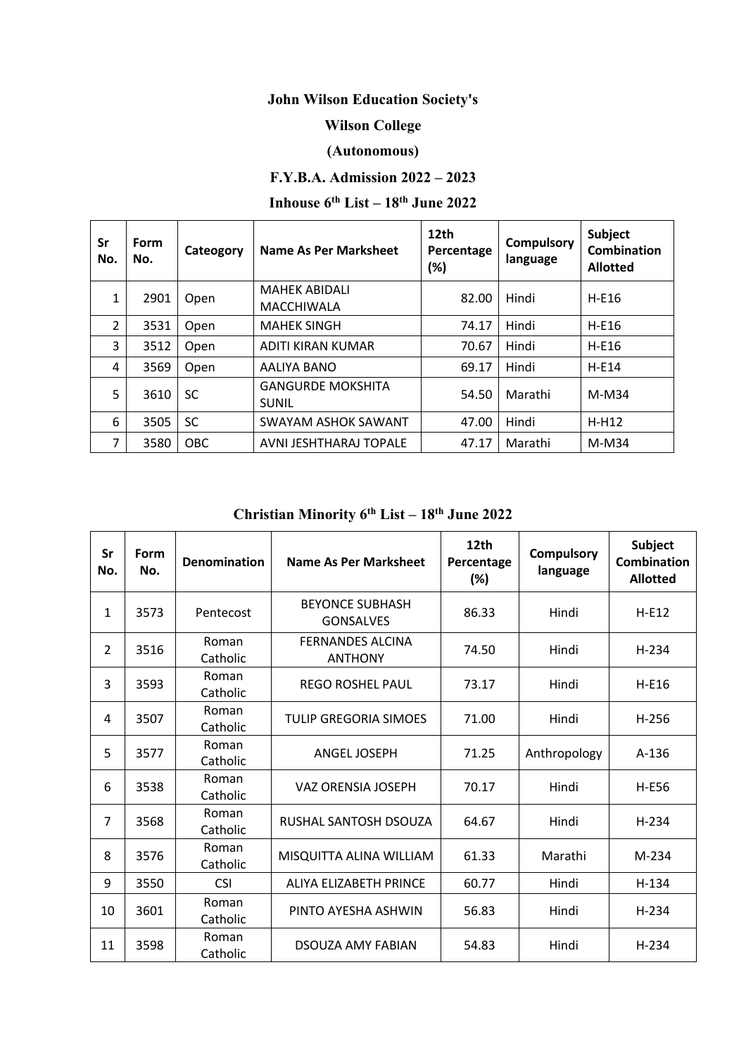# John Wilson Education Society's

# Wilson College

# (Autonomous)

## F.Y.B.A. Admission 2022 – 2023

## Inhouse 6th List – 18th June 2022

| Sr No. | Form No. | Cateogory | Name As Per Marksheet | 12th Percentage (%) | Compulsory language | Subject Combination Allotted |
|---|---|---|---|---|---|---|
| 1 | 2901 | Open | MAHEK ABIDALI MACCHIWALA | 82.00 | Hindi | H-E16 |
| 2 | 3531 | Open | MAHEK SINGH | 74.17 | Hindi | H-E16 |
| 3 | 3512 | Open | ADITI KIRAN KUMAR | 70.67 | Hindi | H-E16 |
| 4 | 3569 | Open | AALIYA BANO | 69.17 | Hindi | H-E14 |
| 5 | 3610 | SC | GANGURDE MOKSHITA SUNIL | 54.50 | Marathi | M-M34 |
| 6 | 3505 | SC | SWAYAM ASHOK SAWANT | 47.00 | Hindi | H-H12 |
| 7 | 3580 | OBC | AVNI JESHTHARAJ TOPALE | 47.17 | Marathi | M-M34 |

## Christian Minority 6th List – 18th June 2022

| Sr No. | Form No. | Denomination | Name As Per Marksheet | 12th Percentage (%) | Compulsory language | Subject Combination Allotted |
|---|---|---|---|---|---|---|
| 1 | 3573 | Pentecost | BEYONCE SUBHASH GONSALVES | 86.33 | Hindi | H-E12 |
| 2 | 3516 | Roman Catholic | FERNANDES ALCINA ANTHONY | 74.50 | Hindi | H-234 |
| 3 | 3593 | Roman Catholic | REGO ROSHEL PAUL | 73.17 | Hindi | H-E16 |
| 4 | 3507 | Roman Catholic | TULIP GREGORIA SIMOES | 71.00 | Hindi | H-256 |
| 5 | 3577 | Roman Catholic | ANGEL JOSEPH | 71.25 | Anthropology | A-136 |
| 6 | 3538 | Roman Catholic | VAZ ORENSIA JOSEPH | 70.17 | Hindi | H-E56 |
| 7 | 3568 | Roman Catholic | RUSHAL SANTOSH DSOUZA | 64.67 | Hindi | H-234 |
| 8 | 3576 | Roman Catholic | MISQUITTA ALINA WILLIAM | 61.33 | Marathi | M-234 |
| 9 | 3550 | CSI | ALIYA ELIZABETH PRINCE | 60.77 | Hindi | H-134 |
| 10 | 3601 | Roman Catholic | PINTO AYESHA ASHWIN | 56.83 | Hindi | H-234 |
| 11 | 3598 | Roman Catholic | DSOUZA AMY FABIAN | 54.83 | Hindi | H-234 |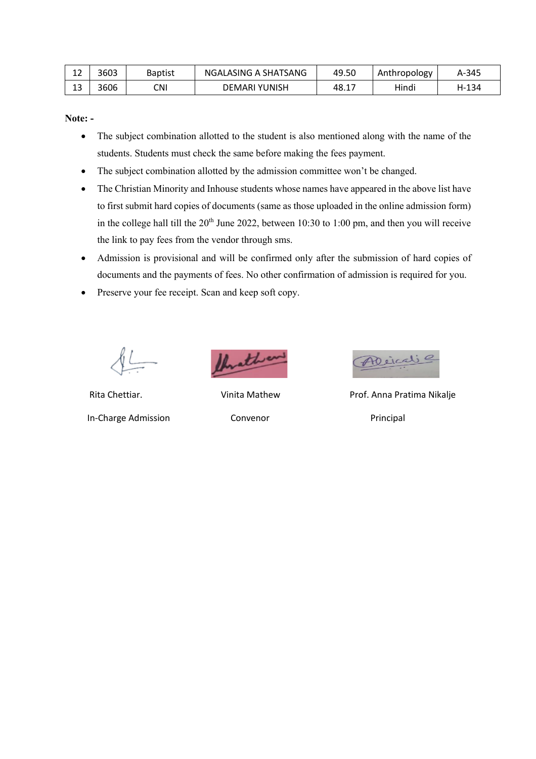| | | | | | | |
|---|---|---|---|---|---|---|
| 12 | 3603 | Baptist | NGALASING A SHATSANG | 49.50 | Anthropology | A-345 |
| 13 | 3606 | CNI | DEMARI YUNISH | 48.17 | Hindi | H-134 |

**Note: -**

- The subject combination allotted to the student is also mentioned along with the name of the students. Students must check the same before making the fees payment.
- The subject combination allotted by the admission committee won't be changed.
- The Christian Minority and Inhouse students whose names have appeared in the above list have to first submit hard copies of documents (same as those uploaded in the online admission form) in the college hall till the 20th June 2022, between 10:30 to 1:00 pm, and then you will receive the link to pay fees from the vendor through sms.
- Admission is provisional and will be confirmed only after the submission of hard copies of documents and the payments of fees. No other confirmation of admission is required for you.
- Preserve your fee receipt. Scan and keep soft copy.

| | | |
|---|---|---|
| Rita Chettiar. | Vinita Mathew | Prof. Anna Pratima Nikalje |
| In-Charge Admission | Convenor | Principal |